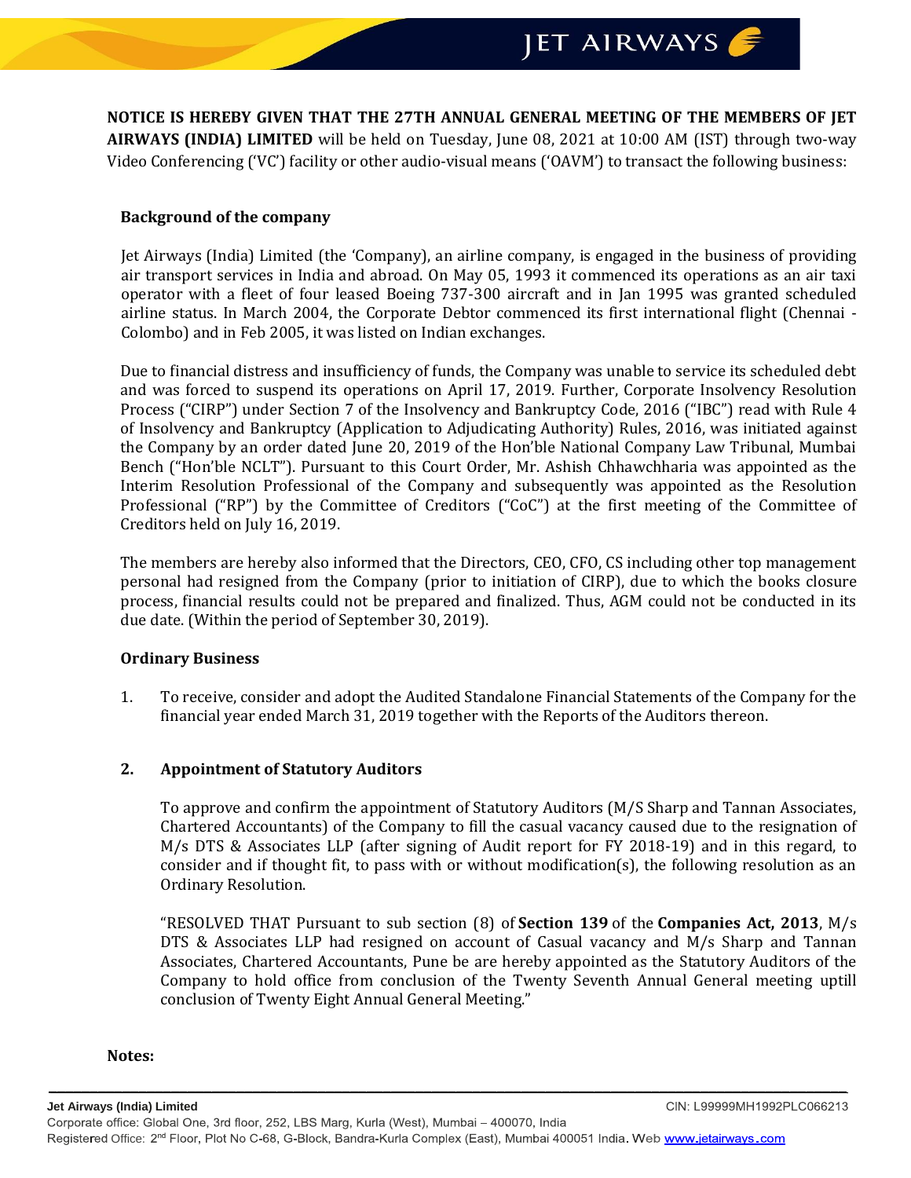**NOTICE IS HEREBY GIVEN THAT THE 27TH ANNUAL GENERAL MEETING OF THE MEMBERS OF JET AIRWAYS (INDIA) LIMITED** will be held on Tuesday, June 08, 2021 at 10:00 AM (IST) through two-way Video Conferencing ('VC') facility or other audio-visual means ('OAVM') to transact the following business:

### Background of the company

Jet Airways (India) Limited (the 'Company), an airline company, is engaged in the business of providing air transport services in India and abroad. On May 05, 1993 it commenced its operations as an air taxi operator with a fleet of four leased Boeing 737-300 aircraft and in Jan 1995 was granted scheduled airline status. In March 2004, the Corporate Debtor commenced its first international flight (Chennai - Colombo) and in Feb 2005, it was listed on Indian exchanges.

Due to financial distress and insufficiency of funds, the Company was unable to service its scheduled debt and was forced to suspend its operations on April 17, 2019. Further, Corporate Insolvency Resolution Process ("CIRP") under Section 7 of the Insolvency and Bankruptcy Code, 2016 ("IBC") read with Rule 4 of Insolvency and Bankruptcy (Application to Adjudicating Authority) Rules, 2016, was initiated against the Company by an order dated June 20, 2019 of the Hon'ble National Company Law Tribunal, Mumbai Bench ("Hon'ble NCLT"). Pursuant to this Court Order, Mr. Ashish Chhawchharia was appointed as the Interim Resolution Professional of the Company and subsequently was appointed as the Resolution Professional ("RP") by the Committee of Creditors ("CoC") at the first meeting of the Committee of Creditors held on July 16, 2019.

The members are hereby also informed that the Directors, CEO, CFO, CS including other top management personal had resigned from the Company (prior to initiation of CIRP), due to which the books closure process, financial results could not be prepared and finalized. Thus, AGM could not be conducted in its due date. (Within the period of September 30, 2019).

### Ordinary Business

1. To receive, consider and adopt the Audited Standalone Financial Statements of the Company for the financial year ended March 31, 2019 together with the Reports of the Auditors thereon.

2. **Appointment of Statutory Auditors**

   To approve and confirm the appointment of Statutory Auditors (M/S Sharp and Tannan Associates, Chartered Accountants) of the Company to fill the casual vacancy caused due to the resignation of M/s DTS & Associates LLP (after signing of Audit report for FY 2018-19) and in this regard, to consider and if thought fit, to pass with or without modification(s), the following resolution as an Ordinary Resolution.

   "RESOLVED THAT Pursuant to sub section (8) of **Section 139** of the **Companies Act, 2013**, M/s DTS & Associates LLP had resigned on account of Casual vacancy and M/s Sharp and Tannan Associates, Chartered Accountants, Pune be are hereby appointed as the Statutory Auditors of the Company to hold office from conclusion of the Twenty Seventh Annual General meeting uptill conclusion of Twenty Eight Annual General Meeting."

**Notes:**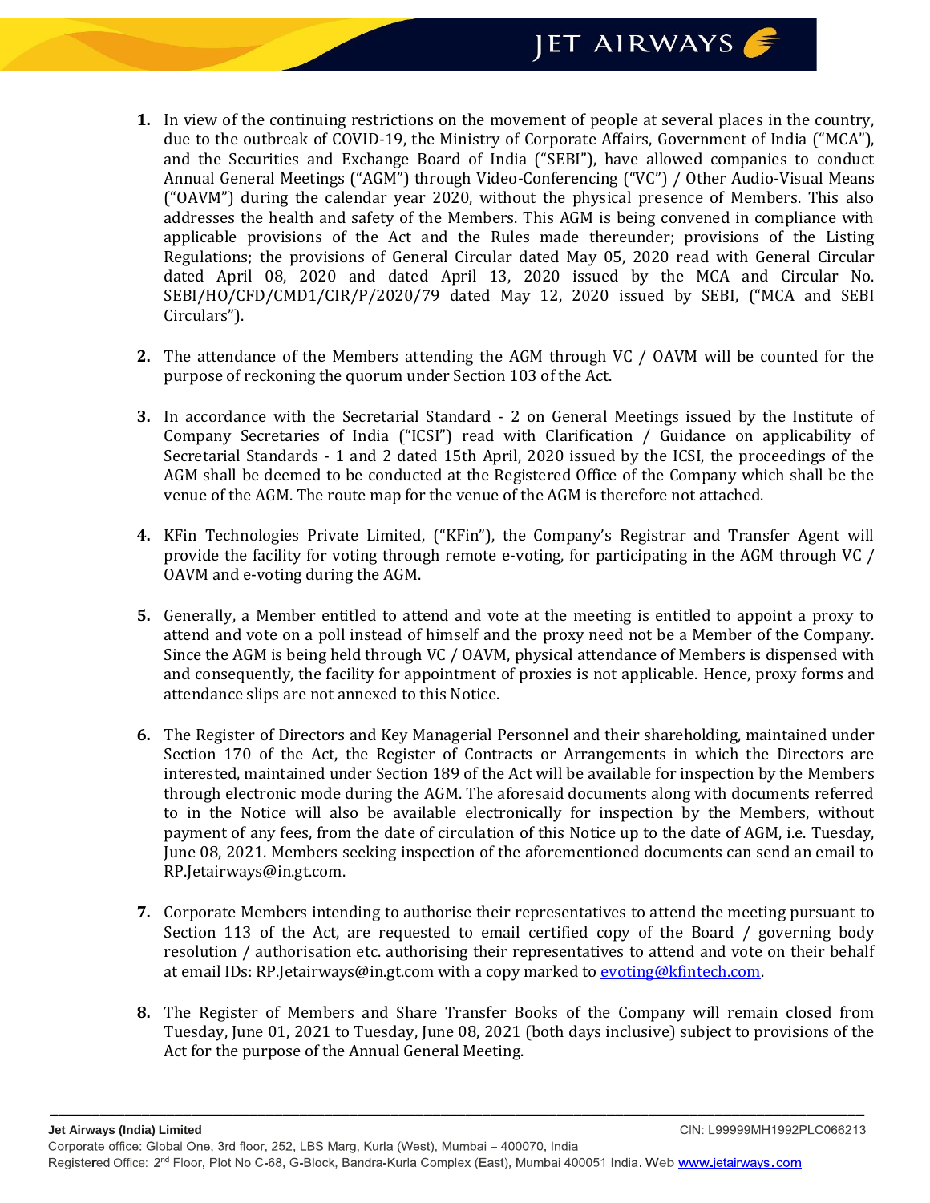1. In view of the continuing restrictions on the movement of people at several places in the country, due to the outbreak of COVID-19, the Ministry of Corporate Affairs, Government of India ("MCA"), and the Securities and Exchange Board of India ("SEBI"), have allowed companies to conduct Annual General Meetings ("AGM") through Video-Conferencing ("VC") / Other Audio-Visual Means ("OAVM") during the calendar year 2020, without the physical presence of Members. This also addresses the health and safety of the Members. This AGM is being convened in compliance with applicable provisions of the Act and the Rules made thereunder; provisions of the Listing Regulations; the provisions of General Circular dated May 05, 2020 read with General Circular dated April 08, 2020 and dated April 13, 2020 issued by the MCA and Circular No. SEBI/HO/CFD/CMD1/CIR/P/2020/79 dated May 12, 2020 issued by SEBI, ("MCA and SEBI Circulars").

2. The attendance of the Members attending the AGM through VC / OAVM will be counted for the purpose of reckoning the quorum under Section 103 of the Act.

3. In accordance with the Secretarial Standard - 2 on General Meetings issued by the Institute of Company Secretaries of India ("ICSI") read with Clarification / Guidance on applicability of Secretarial Standards - 1 and 2 dated 15th April, 2020 issued by the ICSI, the proceedings of the AGM shall be deemed to be conducted at the Registered Office of the Company which shall be the venue of the AGM. The route map for the venue of the AGM is therefore not attached.

4. KFin Technologies Private Limited, ("KFin"), the Company's Registrar and Transfer Agent will provide the facility for voting through remote e-voting, for participating in the AGM through VC / OAVM and e-voting during the AGM.

5. Generally, a Member entitled to attend and vote at the meeting is entitled to appoint a proxy to attend and vote on a poll instead of himself and the proxy need not be a Member of the Company. Since the AGM is being held through VC / OAVM, physical attendance of Members is dispensed with and consequently, the facility for appointment of proxies is not applicable. Hence, proxy forms and attendance slips are not annexed to this Notice.

6. The Register of Directors and Key Managerial Personnel and their shareholding, maintained under Section 170 of the Act, the Register of Contracts or Arrangements in which the Directors are interested, maintained under Section 189 of the Act will be available for inspection by the Members through electronic mode during the AGM. The aforesaid documents along with documents referred to in the Notice will also be available electronically for inspection by the Members, without payment of any fees, from the date of circulation of this Notice up to the date of AGM, i.e. Tuesday, June 08, 2021. Members seeking inspection of the aforementioned documents can send an email to RP.Jetairways@in.gt.com.

7. Corporate Members intending to authorise their representatives to attend the meeting pursuant to Section 113 of the Act, are requested to email certified copy of the Board / governing body resolution / authorisation etc. authorising their representatives to attend and vote on their behalf at email IDs: RP.Jetairways@in.gt.com with a copy marked to evoting@kfintech.com.

8. The Register of Members and Share Transfer Books of the Company will remain closed from Tuesday, June 01, 2021 to Tuesday, June 08, 2021 (both days inclusive) subject to provisions of the Act for the purpose of the Annual General Meeting.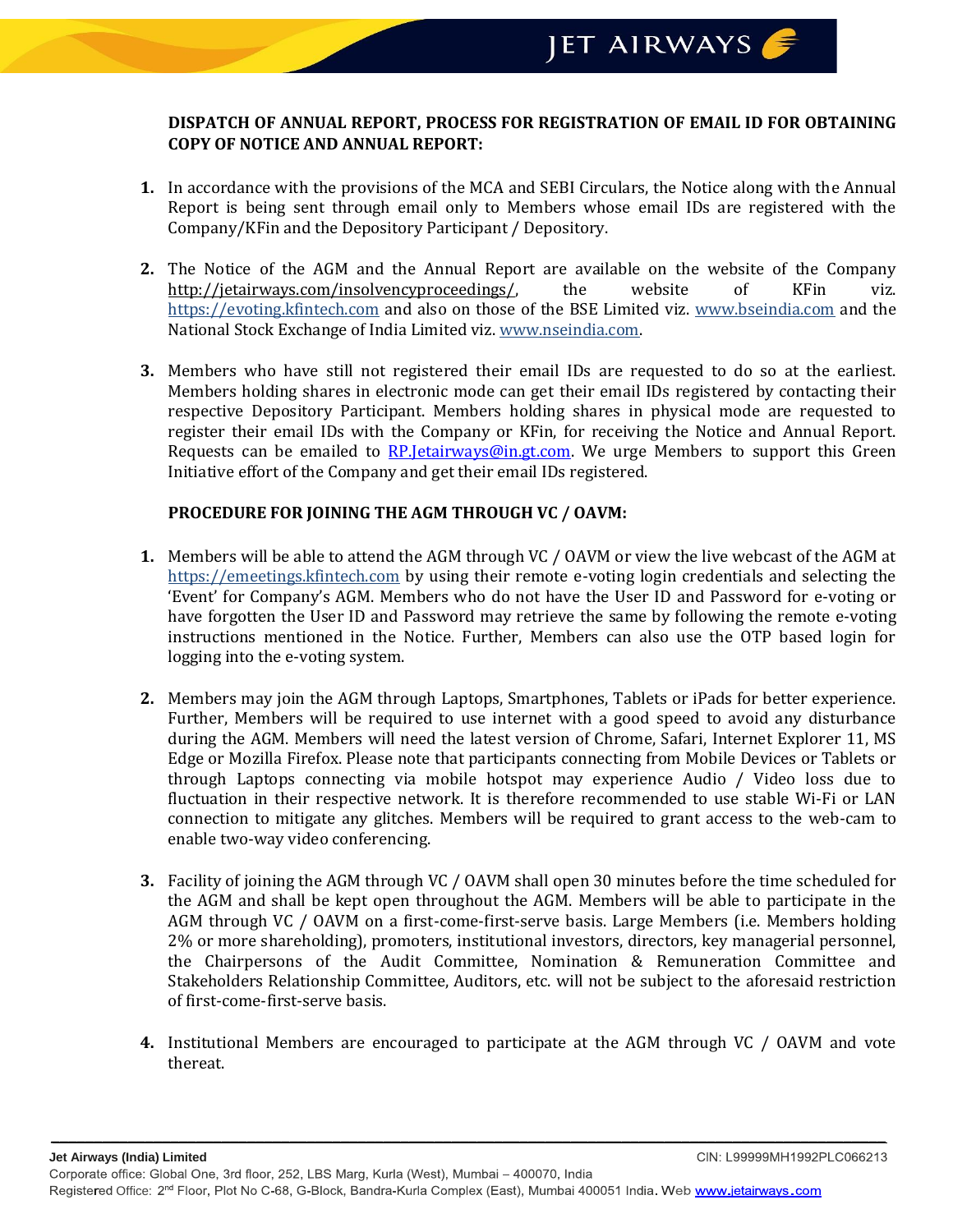**DISPATCH OF ANNUAL REPORT, PROCESS FOR REGISTRATION OF EMAIL ID FOR OBTAINING COPY OF NOTICE AND ANNUAL REPORT:**

1. In accordance with the provisions of the MCA and SEBI Circulars, the Notice along with the Annual Report is being sent through email only to Members whose email IDs are registered with the Company/KFin and the Depository Participant / Depository.

2. The Notice of the AGM and the Annual Report are available on the website of the Company http://jetairways.com/insolvencyproceedings/, the website of KFin viz. https://evoting.kfintech.com and also on those of the BSE Limited viz. www.bseindia.com and the National Stock Exchange of India Limited viz. www.nseindia.com.

3. Members who have still not registered their email IDs are requested to do so at the earliest. Members holding shares in electronic mode can get their email IDs registered by contacting their respective Depository Participant. Members holding shares in physical mode are requested to register their email IDs with the Company or KFin, for receiving the Notice and Annual Report. Requests can be emailed to RP.Jetairways@in.gt.com. We urge Members to support this Green Initiative effort of the Company and get their email IDs registered.

**PROCEDURE FOR JOINING THE AGM THROUGH VC / OAVM:**

1. Members will be able to attend the AGM through VC / OAVM or view the live webcast of the AGM at https://emeetings.kfintech.com by using their remote e-voting login credentials and selecting the 'Event' for Company's AGM. Members who do not have the User ID and Password for e-voting or have forgotten the User ID and Password may retrieve the same by following the remote e-voting instructions mentioned in the Notice. Further, Members can also use the OTP based login for logging into the e-voting system.

2. Members may join the AGM through Laptops, Smartphones, Tablets or iPads for better experience. Further, Members will be required to use internet with a good speed to avoid any disturbance during the AGM. Members will need the latest version of Chrome, Safari, Internet Explorer 11, MS Edge or Mozilla Firefox. Please note that participants connecting from Mobile Devices or Tablets or through Laptops connecting via mobile hotspot may experience Audio / Video loss due to fluctuation in their respective network. It is therefore recommended to use stable Wi-Fi or LAN connection to mitigate any glitches. Members will be required to grant access to the web-cam to enable two-way video conferencing.

3. Facility of joining the AGM through VC / OAVM shall open 30 minutes before the time scheduled for the AGM and shall be kept open throughout the AGM. Members will be able to participate in the AGM through VC / OAVM on a first-come-first-serve basis. Large Members (i.e. Members holding 2% or more shareholding), promoters, institutional investors, directors, key managerial personnel, the Chairpersons of the Audit Committee, Nomination & Remuneration Committee and Stakeholders Relationship Committee, Auditors, etc. will not be subject to the aforesaid restriction of first-come-first-serve basis.

4. Institutional Members are encouraged to participate at the AGM through VC / OAVM and vote thereat.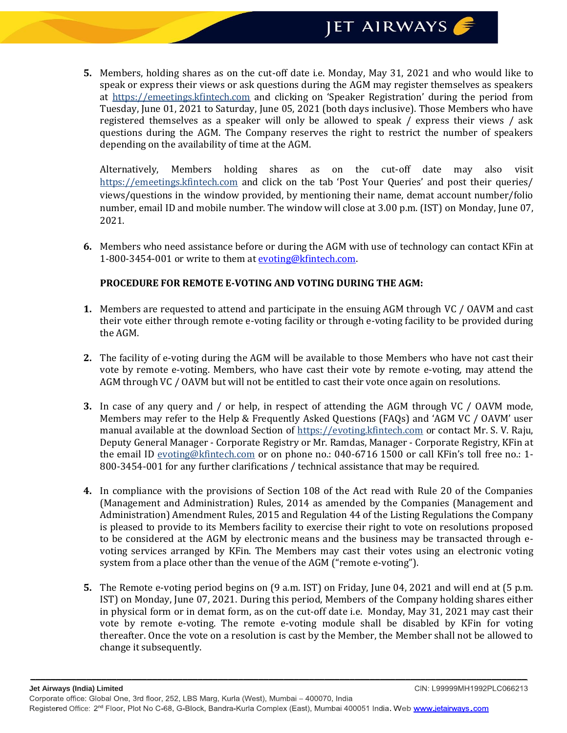5. Members, holding shares as on the cut-off date i.e. Monday, May 31, 2021 and who would like to speak or express their views or ask questions during the AGM may register themselves as speakers at https://emeetings.kfintech.com and clicking on 'Speaker Registration' during the period from Tuesday, June 01, 2021 to Saturday, June 05, 2021 (both days inclusive). Those Members who have registered themselves as a speaker will only be allowed to speak / express their views / ask questions during the AGM. The Company reserves the right to restrict the number of speakers depending on the availability of time at the AGM.

   Alternatively, Members holding shares as on the cut-off date may also visit https://emeetings.kfintech.com and click on the tab 'Post Your Queries' and post their queries/ views/questions in the window provided, by mentioning their name, demat account number/folio number, email ID and mobile number. The window will close at 3.00 p.m. (IST) on Monday, June 07, 2021.

6. Members who need assistance before or during the AGM with use of technology can contact KFin at 1-800-3454-001 or write to them at evoting@kfintech.com.

**PROCEDURE FOR REMOTE E-VOTING AND VOTING DURING THE AGM:**

1. Members are requested to attend and participate in the ensuing AGM through VC / OAVM and cast their vote either through remote e-voting facility or through e-voting facility to be provided during the AGM.

2. The facility of e-voting during the AGM will be available to those Members who have not cast their vote by remote e-voting. Members, who have cast their vote by remote e-voting, may attend the AGM through VC / OAVM but will not be entitled to cast their vote once again on resolutions.

3. In case of any query and / or help, in respect of attending the AGM through VC / OAVM mode, Members may refer to the Help & Frequently Asked Questions (FAQs) and 'AGM VC / OAVM' user manual available at the download Section of https://evoting.kfintech.com or contact Mr. S. V. Raju, Deputy General Manager - Corporate Registry or Mr. Ramdas, Manager - Corporate Registry, KFin at the email ID evoting@kfintech.com or on phone no.: 040-6716 1500 or call KFin's toll free no.: 1-800-3454-001 for any further clarifications / technical assistance that may be required.

4. In compliance with the provisions of Section 108 of the Act read with Rule 20 of the Companies (Management and Administration) Rules, 2014 as amended by the Companies (Management and Administration) Amendment Rules, 2015 and Regulation 44 of the Listing Regulations the Company is pleased to provide to its Members facility to exercise their right to vote on resolutions proposed to be considered at the AGM by electronic means and the business may be transacted through e-voting services arranged by KFin. The Members may cast their votes using an electronic voting system from a place other than the venue of the AGM ("remote e-voting").

5. The Remote e-voting period begins on (9 a.m. IST) on Friday, June 04, 2021 and will end at (5 p.m. IST) on Monday, June 07, 2021. During this period, Members of the Company holding shares either in physical form or in demat form, as on the cut-off date i.e. Monday, May 31, 2021 may cast their vote by remote e-voting. The remote e-voting module shall be disabled by KFin for voting thereafter. Once the vote on a resolution is cast by the Member, the Member shall not be allowed to change it subsequently.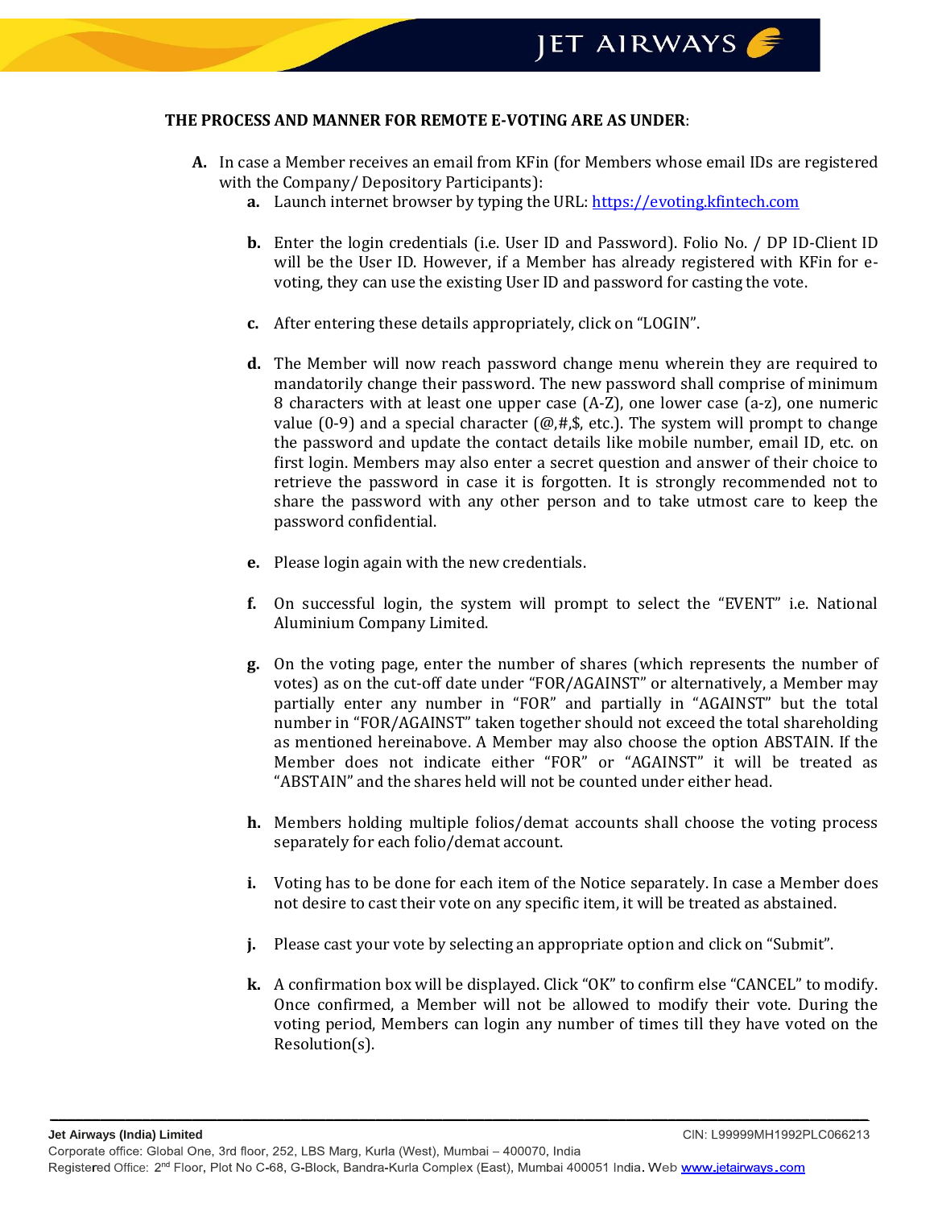**THE PROCESS AND MANNER FOR REMOTE E-VOTING ARE AS UNDER**:

**A.** In case a Member receives an email from KFin (for Members whose email IDs are registered with the Company/ Depository Participants):

- **a.** Launch internet browser by typing the URL: https://evoting.kfintech.com
- **b.** Enter the login credentials (i.e. User ID and Password). Folio No. / DP ID-Client ID will be the User ID. However, if a Member has already registered with KFin for e-voting, they can use the existing User ID and password for casting the vote.
- **c.** After entering these details appropriately, click on "LOGIN".
- **d.** The Member will now reach password change menu wherein they are required to mandatorily change their password. The new password shall comprise of minimum 8 characters with at least one upper case (A-Z), one lower case (a-z), one numeric value (0-9) and a special character (@,#,$, etc.). The system will prompt to change the password and update the contact details like mobile number, email ID, etc. on first login. Members may also enter a secret question and answer of their choice to retrieve the password in case it is forgotten. It is strongly recommended not to share the password with any other person and to take utmost care to keep the password confidential.
- **e.** Please login again with the new credentials.
- **f.** On successful login, the system will prompt to select the "EVENT" i.e. National Aluminium Company Limited.
- **g.** On the voting page, enter the number of shares (which represents the number of votes) as on the cut-off date under "FOR/AGAINST" or alternatively, a Member may partially enter any number in "FOR" and partially in "AGAINST" but the total number in "FOR/AGAINST" taken together should not exceed the total shareholding as mentioned hereinabove. A Member may also choose the option ABSTAIN. If the Member does not indicate either "FOR" or "AGAINST" it will be treated as "ABSTAIN" and the shares held will not be counted under either head.
- **h.** Members holding multiple folios/demat accounts shall choose the voting process separately for each folio/demat account.
- **i.** Voting has to be done for each item of the Notice separately. In case a Member does not desire to cast their vote on any specific item, it will be treated as abstained.
- **j.** Please cast your vote by selecting an appropriate option and click on "Submit".
- **k.** A confirmation box will be displayed. Click "OK" to confirm else "CANCEL" to modify. Once confirmed, a Member will not be allowed to modify their vote. During the voting period, Members can login any number of times till they have voted on the Resolution(s).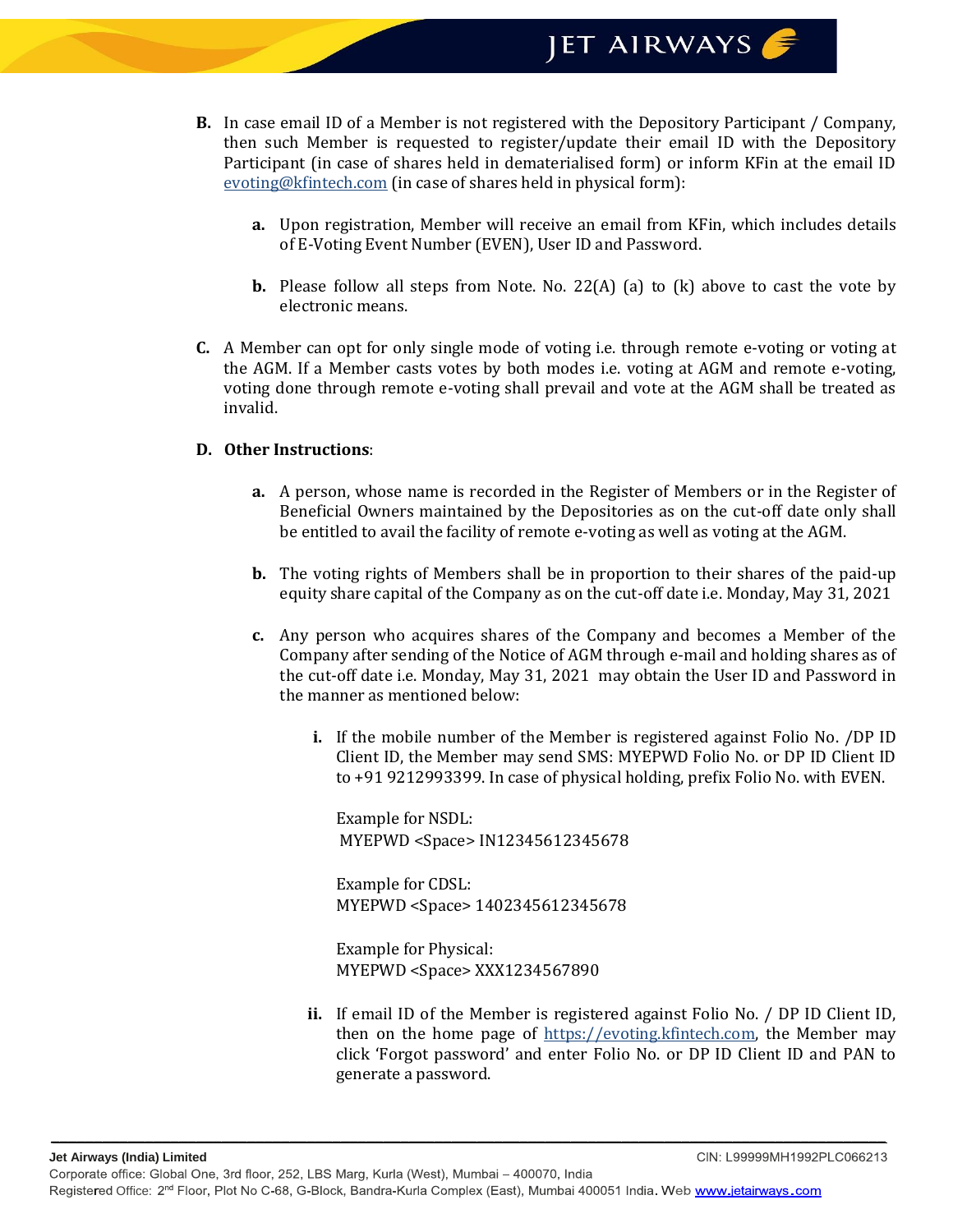**B.** In case email ID of a Member is not registered with the Depository Participant / Company, then such Member is requested to register/update their email ID with the Depository Participant (in case of shares held in dematerialised form) or inform KFin at the email ID evoting@kfintech.com (in case of shares held in physical form):

  **a.** Upon registration, Member will receive an email from KFin, which includes details of E-Voting Event Number (EVEN), User ID and Password.

  **b.** Please follow all steps from Note. No. 22(A) (a) to (k) above to cast the vote by electronic means.

**C.** A Member can opt for only single mode of voting i.e. through remote e-voting or voting at the AGM. If a Member casts votes by both modes i.e. voting at AGM and remote e-voting, voting done through remote e-voting shall prevail and vote at the AGM shall be treated as invalid.

**D. Other Instructions**:

  **a.** A person, whose name is recorded in the Register of Members or in the Register of Beneficial Owners maintained by the Depositories as on the cut-off date only shall be entitled to avail the facility of remote e-voting as well as voting at the AGM.

  **b.** The voting rights of Members shall be in proportion to their shares of the paid-up equity share capital of the Company as on the cut-off date i.e. Monday, May 31, 2021

  **c.** Any person who acquires shares of the Company and becomes a Member of the Company after sending of the Notice of AGM through e-mail and holding shares as of the cut-off date i.e. Monday, May 31, 2021 may obtain the User ID and Password in the manner as mentioned below:

    **i.** If the mobile number of the Member is registered against Folio No. /DP ID Client ID, the Member may send SMS: MYEPWD Folio No. or DP ID Client ID to +91 9212993399. In case of physical holding, prefix Folio No. with EVEN.

    Example for NSDL:
    MYEPWD <Space> IN12345612345678

    Example for CDSL:
    MYEPWD <Space> 1402345612345678

    Example for Physical:
    MYEPWD <Space> XXX1234567890

    **ii.** If email ID of the Member is registered against Folio No. / DP ID Client ID, then on the home page of https://evoting.kfintech.com, the Member may click 'Forgot password' and enter Folio No. or DP ID Client ID and PAN to generate a password.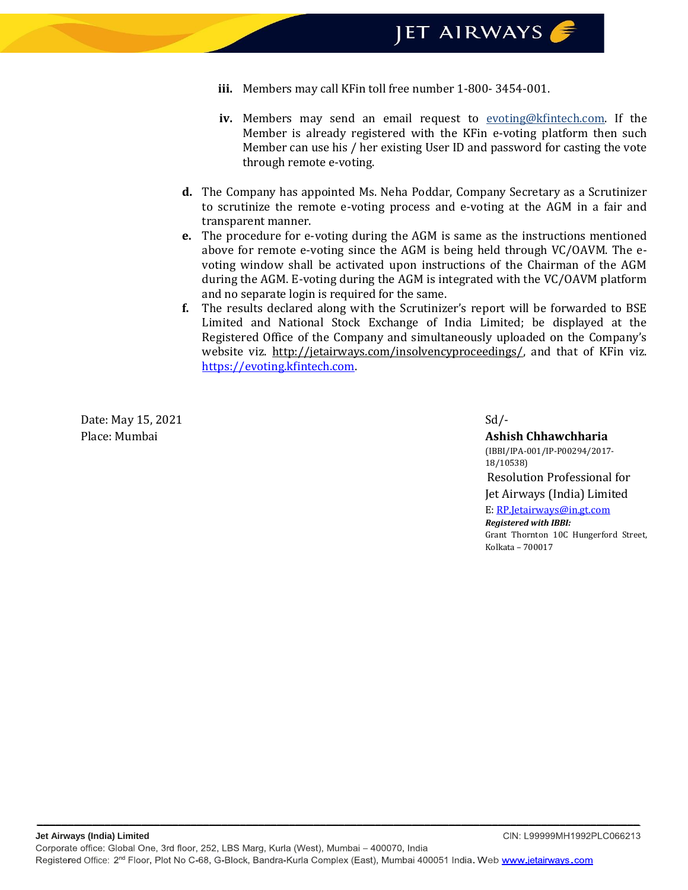iii. Members may call KFin toll free number 1-800- 3454-001.

iv. Members may send an email request to evoting@kfintech.com. If the Member is already registered with the KFin e-voting platform then such Member can use his / her existing User ID and password for casting the vote through remote e-voting.

**d.** The Company has appointed Ms. Neha Poddar, Company Secretary as a Scrutinizer to scrutinize the remote e-voting process and e-voting at the AGM in a fair and transparent manner.

**e.** The procedure for e-voting during the AGM is same as the instructions mentioned above for remote e-voting since the AGM is being held through VC/OAVM. The e-voting window shall be activated upon instructions of the Chairman of the AGM during the AGM. E-voting during the AGM is integrated with the VC/OAVM platform and no separate login is required for the same.

**f.** The results declared along with the Scrutinizer's report will be forwarded to BSE Limited and National Stock Exchange of India Limited; be displayed at the Registered Office of the Company and simultaneously uploaded on the Company's website viz. http://jetairways.com/insolvencyproceedings/, and that of KFin viz. https://evoting.kfintech.com.

Date: May 15, 2021
Place: Mumbai

Sd/-
**Ashish Chhawchharia**
(IBBI/IPA-001/IP-P00294/2017-18/10538)
Resolution Professional for
Jet Airways (India) Limited
E: RP.Jetairways@in.gt.com
***Registered with IBBI:***
Grant Thornton 10C Hungerford Street, Kolkata – 700017

**Jet Airways (India) Limited** CIN: L99999MH1992PLC066213
Corporate office: Global One, 3rd floor, 252, LBS Marg, Kurla (West), Mumbai – 400070, India
Registered Office: 2nd Floor, Plot No C-68, G-Block, Bandra-Kurla Complex (East), Mumbai 400051 India. Web www.jetairways.com